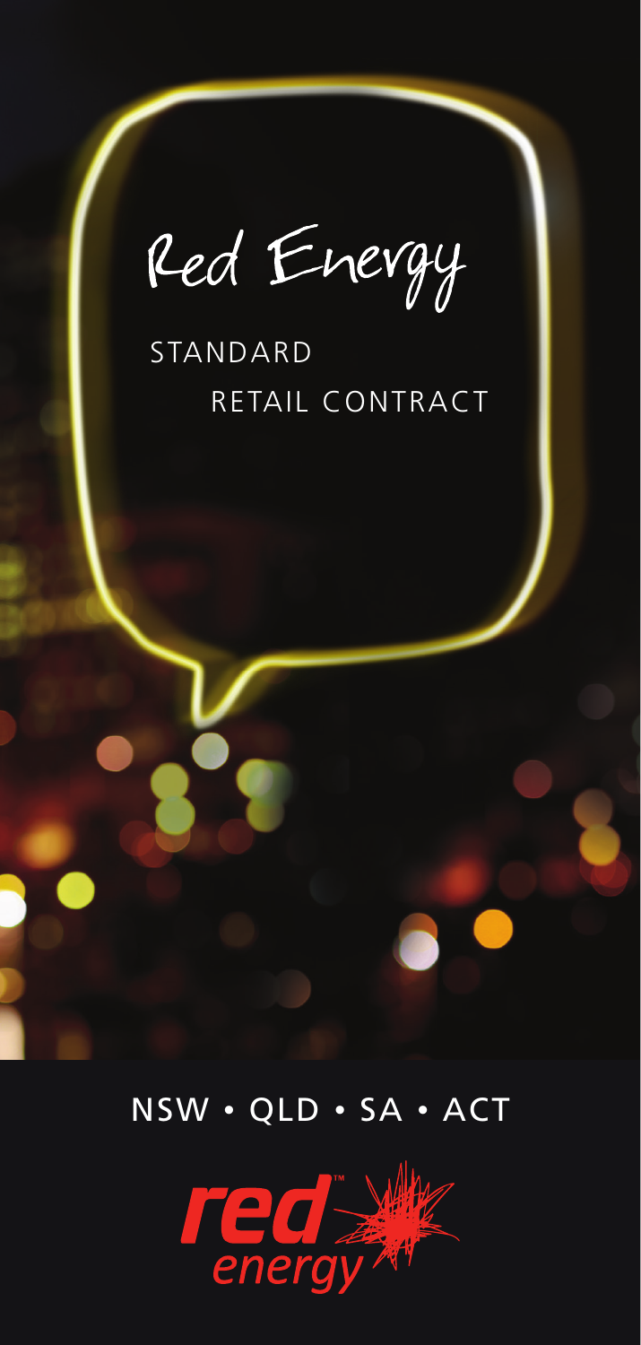# Red Energy

## STANDARD RETAIL CONTRACT

NSW • QLD • SA • ACT

red energy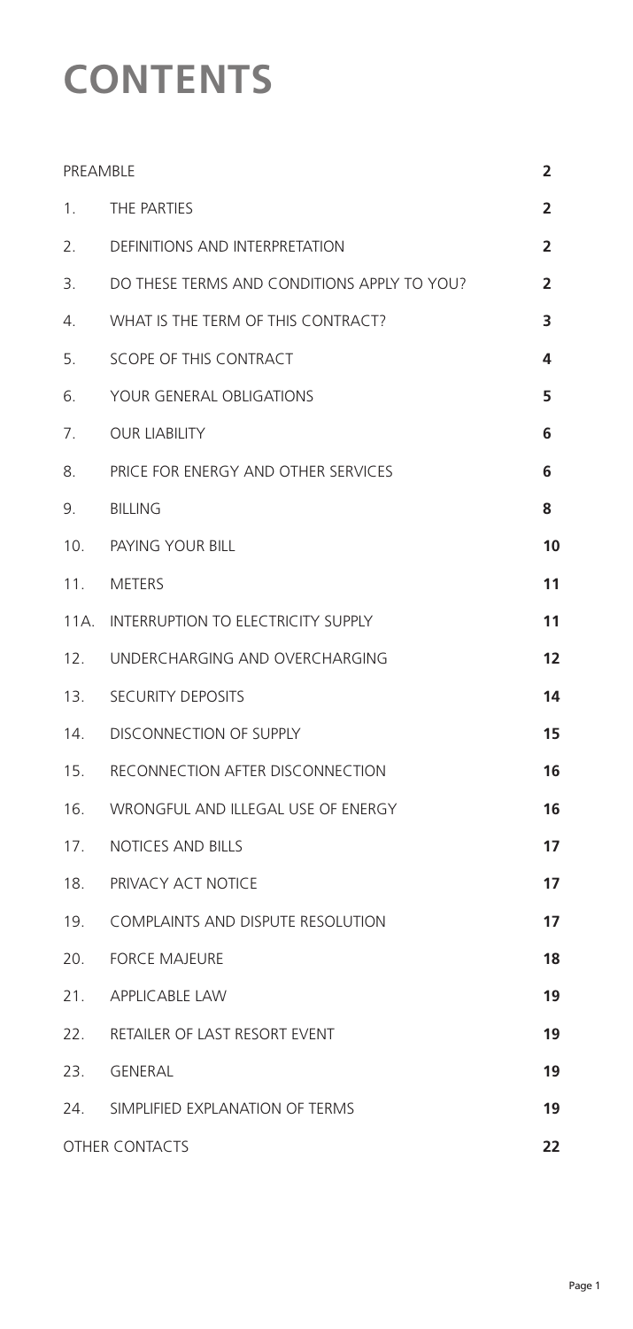# CONTENTS

| | | |
|---|---|---|
| PREAMBLE | | **2** |
| 1. | THE PARTIES | **2** |
| 2. | DEFINITIONS AND INTERPRETATION | **2** |
| 3. | DO THESE TERMS AND CONDITIONS APPLY TO YOU? | **2** |
| 4. | WHAT IS THE TERM OF THIS CONTRACT? | **3** |
| 5. | SCOPE OF THIS CONTRACT | **4** |
| 6. | YOUR GENERAL OBLIGATIONS | **5** |
| 7. | OUR LIABILITY | **6** |
| 8. | PRICE FOR ENERGY AND OTHER SERVICES | **6** |
| 9. | BILLING | **8** |
| 10. | PAYING YOUR BILL | **10** |
| 11. | METERS | **11** |
| 11A. | INTERRUPTION TO ELECTRICITY SUPPLY | **11** |
| 12. | UNDERCHARGING AND OVERCHARGING | **12** |
| 13. | SECURITY DEPOSITS | **14** |
| 14. | DISCONNECTION OF SUPPLY | **15** |
| 15. | RECONNECTION AFTER DISCONNECTION | **16** |
| 16. | WRONGFUL AND ILLEGAL USE OF ENERGY | **16** |
| 17. | NOTICES AND BILLS | **17** |
| 18. | PRIVACY ACT NOTICE | **17** |
| 19. | COMPLAINTS AND DISPUTE RESOLUTION | **17** |
| 20. | FORCE MAJEURE | **18** |
| 21. | APPLICABLE LAW | **19** |
| 22. | RETAILER OF LAST RESORT EVENT | **19** |
| 23. | GENERAL | **19** |
| 24. | SIMPLIFIED EXPLANATION OF TERMS | **19** |
| OTHER CONTACTS | | **22** |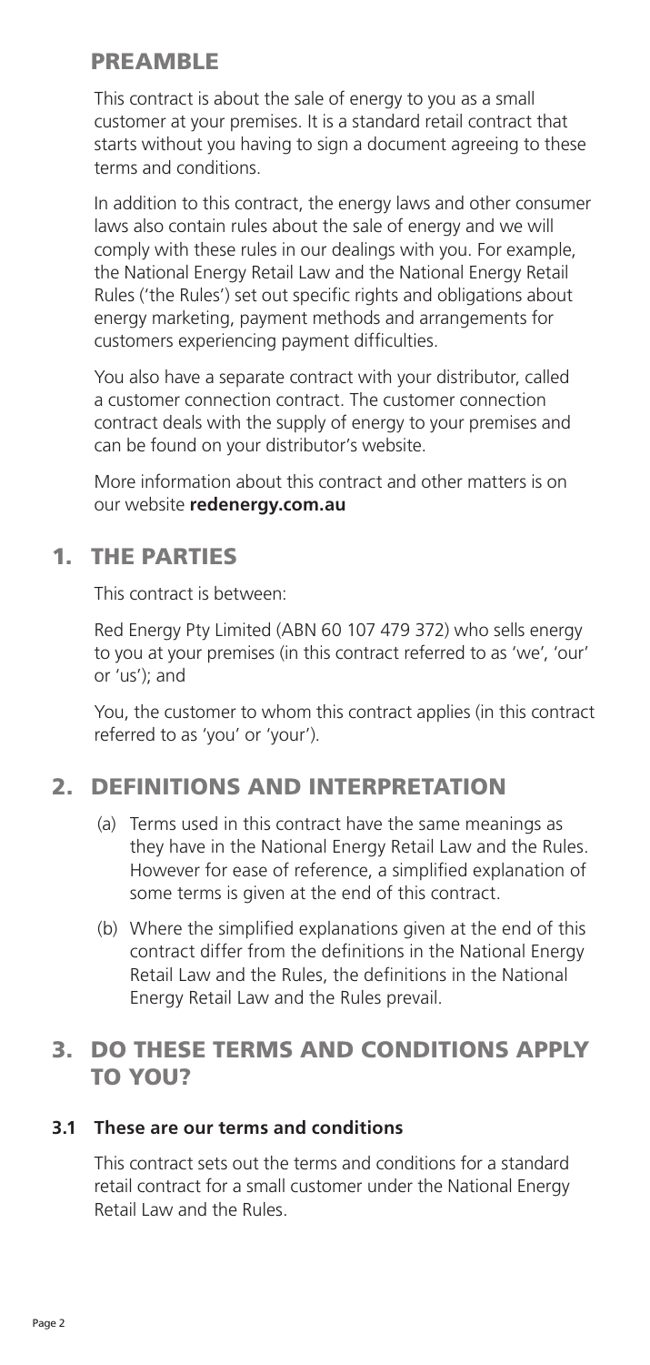## PREAMBLE

This contract is about the sale of energy to you as a small customer at your premises. It is a standard retail contract that starts without you having to sign a document agreeing to these terms and conditions.

In addition to this contract, the energy laws and other consumer laws also contain rules about the sale of energy and we will comply with these rules in our dealings with you. For example, the National Energy Retail Law and the National Energy Retail Rules ('the Rules') set out specific rights and obligations about energy marketing, payment methods and arrangements for customers experiencing payment difficulties.

You also have a separate contract with your distributor, called a customer connection contract. The customer connection contract deals with the supply of energy to your premises and can be found on your distributor's website.

More information about this contract and other matters is on our website **redenergy.com.au**

## 1. THE PARTIES

This contract is between:

Red Energy Pty Limited (ABN 60 107 479 372) who sells energy to you at your premises (in this contract referred to as 'we', 'our' or 'us'); and

You, the customer to whom this contract applies (in this contract referred to as 'you' or 'your').

## 2. DEFINITIONS AND INTERPRETATION

(a) Terms used in this contract have the same meanings as they have in the National Energy Retail Law and the Rules. However for ease of reference, a simplified explanation of some terms is given at the end of this contract.

(b) Where the simplified explanations given at the end of this contract differ from the definitions in the National Energy Retail Law and the Rules, the definitions in the National Energy Retail Law and the Rules prevail.

## 3. DO THESE TERMS AND CONDITIONS APPLY TO YOU?

### 3.1 These are our terms and conditions

This contract sets out the terms and conditions for a standard retail contract for a small customer under the National Energy Retail Law and the Rules.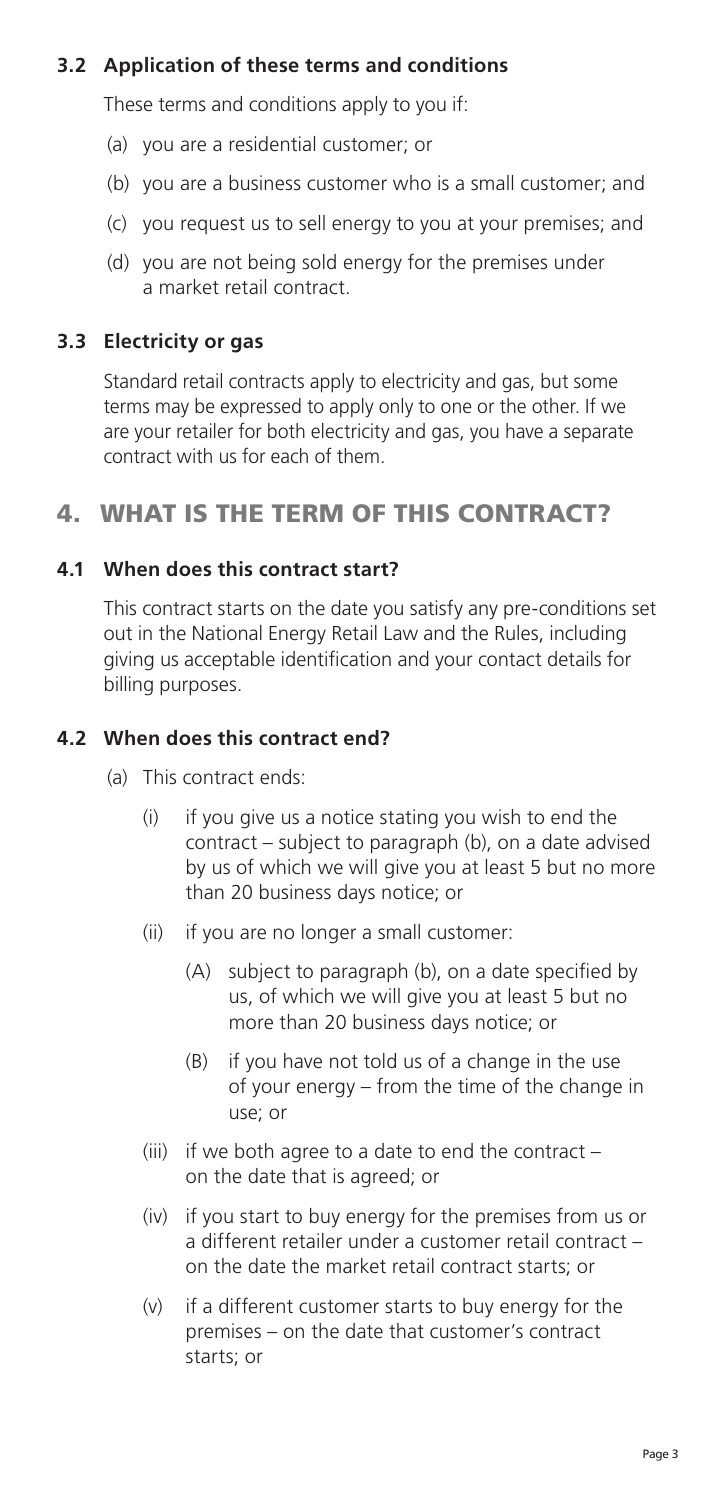### 3.2 Application of these terms and conditions

These terms and conditions apply to you if:

(a) you are a residential customer; or

(b) you are a business customer who is a small customer; and

(c) you request us to sell energy to you at your premises; and

(d) you are not being sold energy for the premises under a market retail contract.

### 3.3 Electricity or gas

Standard retail contracts apply to electricity and gas, but some terms may be expressed to apply only to one or the other. If we are your retailer for both electricity and gas, you have a separate contract with us for each of them.

## 4. WHAT IS THE TERM OF THIS CONTRACT?

### 4.1 When does this contract start?

This contract starts on the date you satisfy any pre-conditions set out in the National Energy Retail Law and the Rules, including giving us acceptable identification and your contact details for billing purposes.

### 4.2 When does this contract end?

(a) This contract ends:

- (i) if you give us a notice stating you wish to end the contract – subject to paragraph (b), on a date advised by us of which we will give you at least 5 but no more than 20 business days notice; or
- (ii) if you are no longer a small customer:
  - (A) subject to paragraph (b), on a date specified by us, of which we will give you at least 5 but no more than 20 business days notice; or
  - (B) if you have not told us of a change in the use of your energy – from the time of the change in use; or
- (iii) if we both agree to a date to end the contract – on the date that is agreed; or
- (iv) if you start to buy energy for the premises from us or a different retailer under a customer retail contract – on the date the market retail contract starts; or
- (v) if a different customer starts to buy energy for the premises – on the date that customer's contract starts; or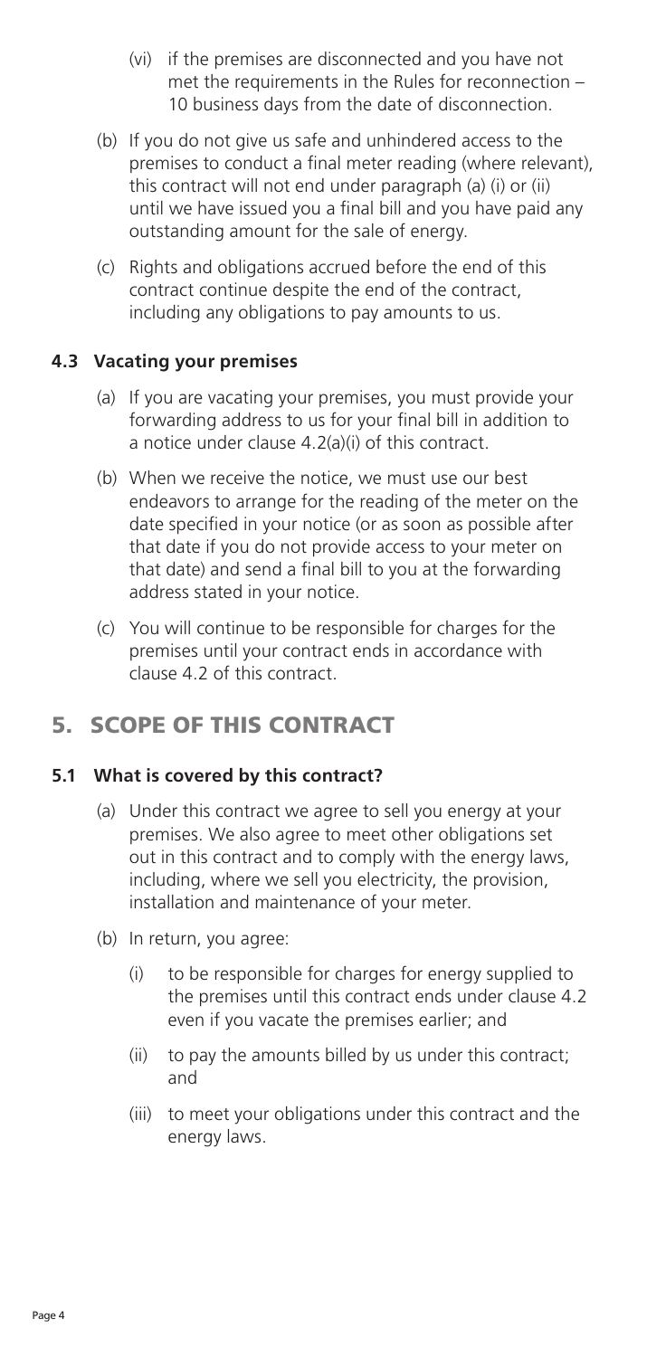- (vi) if the premises are disconnected and you have not met the requirements in the Rules for reconnection – 10 business days from the date of disconnection.

(b) If you do not give us safe and unhindered access to the premises to conduct a final meter reading (where relevant), this contract will not end under paragraph (a) (i) or (ii) until we have issued you a final bill and you have paid any outstanding amount for the sale of energy.

(c) Rights and obligations accrued before the end of this contract continue despite the end of the contract, including any obligations to pay amounts to us.

### 4.3 Vacating your premises

(a) If you are vacating your premises, you must provide your forwarding address to us for your final bill in addition to a notice under clause 4.2(a)(i) of this contract.

(b) When we receive the notice, we must use our best endeavors to arrange for the reading of the meter on the date specified in your notice (or as soon as possible after that date if you do not provide access to your meter on that date) and send a final bill to you at the forwarding address stated in your notice.

(c) You will continue to be responsible for charges for the premises until your contract ends in accordance with clause 4.2 of this contract.

## 5. SCOPE OF THIS CONTRACT

### 5.1 What is covered by this contract?

(a) Under this contract we agree to sell you energy at your premises. We also agree to meet other obligations set out in this contract and to comply with the energy laws, including, where we sell you electricity, the provision, installation and maintenance of your meter.

(b) In return, you agree:

- (i) to be responsible for charges for energy supplied to the premises until this contract ends under clause 4.2 even if you vacate the premises earlier; and
- (ii) to pay the amounts billed by us under this contract; and
- (iii) to meet your obligations under this contract and the energy laws.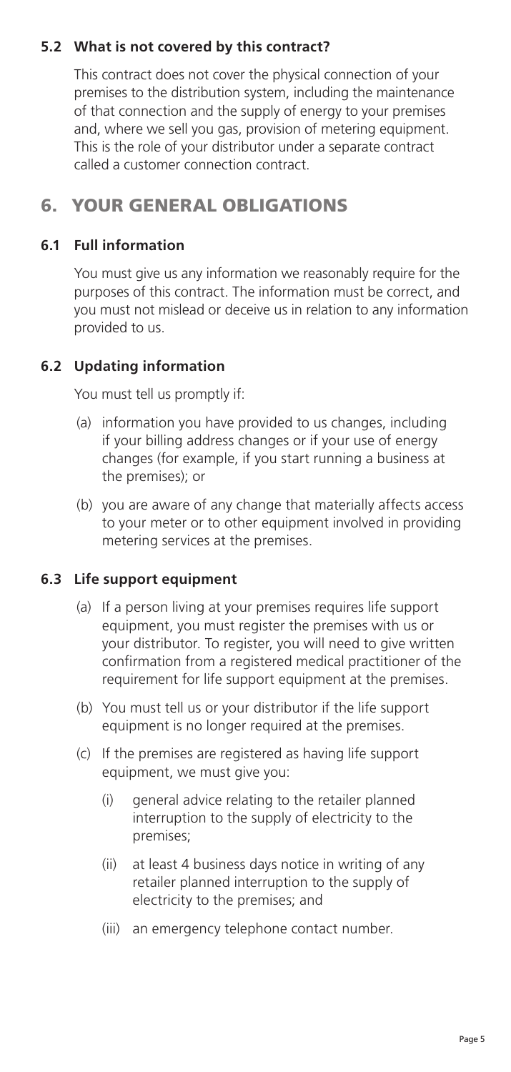### 5.2 What is not covered by this contract?

This contract does not cover the physical connection of your premises to the distribution system, including the maintenance of that connection and the supply of energy to your premises and, where we sell you gas, provision of metering equipment. This is the role of your distributor under a separate contract called a customer connection contract.

## 6. YOUR GENERAL OBLIGATIONS

### 6.1 Full information

You must give us any information we reasonably require for the purposes of this contract. The information must be correct, and you must not mislead or deceive us in relation to any information provided to us.

### 6.2 Updating information

You must tell us promptly if:

(a) information you have provided to us changes, including if your billing address changes or if your use of energy changes (for example, if you start running a business at the premises); or

(b) you are aware of any change that materially affects access to your meter or to other equipment involved in providing metering services at the premises.

### 6.3 Life support equipment

(a) If a person living at your premises requires life support equipment, you must register the premises with us or your distributor. To register, you will need to give written confirmation from a registered medical practitioner of the requirement for life support equipment at the premises.

(b) You must tell us or your distributor if the life support equipment is no longer required at the premises.

(c) If the premises are registered as having life support equipment, we must give you:

  (i) general advice relating to the retailer planned interruption to the supply of electricity to the premises;

  (ii) at least 4 business days notice in writing of any retailer planned interruption to the supply of electricity to the premises; and

  (iii) an emergency telephone contact number.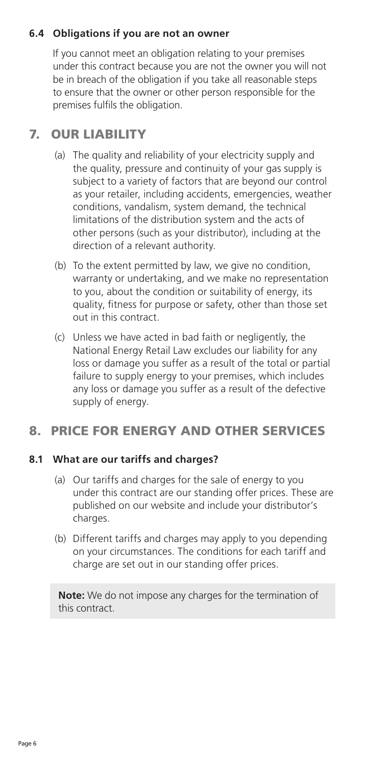### 6.4 Obligations if you are not an owner

If you cannot meet an obligation relating to your premises under this contract because you are not the owner you will not be in breach of the obligation if you take all reasonable steps to ensure that the owner or other person responsible for the premises fulfils the obligation.

## 7. OUR LIABILITY

(a) The quality and reliability of your electricity supply and the quality, pressure and continuity of your gas supply is subject to a variety of factors that are beyond our control as your retailer, including accidents, emergencies, weather conditions, vandalism, system demand, the technical limitations of the distribution system and the acts of other persons (such as your distributor), including at the direction of a relevant authority.

(b) To the extent permitted by law, we give no condition, warranty or undertaking, and we make no representation to you, about the condition or suitability of energy, its quality, fitness for purpose or safety, other than those set out in this contract.

(c) Unless we have acted in bad faith or negligently, the National Energy Retail Law excludes our liability for any loss or damage you suffer as a result of the total or partial failure to supply energy to your premises, which includes any loss or damage you suffer as a result of the defective supply of energy.

## 8. PRICE FOR ENERGY AND OTHER SERVICES

### 8.1 What are our tariffs and charges?

(a) Our tariffs and charges for the sale of energy to you under this contract are our standing offer prices. These are published on our website and include your distributor's charges.

(b) Different tariffs and charges may apply to you depending on your circumstances. The conditions for each tariff and charge are set out in our standing offer prices.

**Note:** We do not impose any charges for the termination of this contract.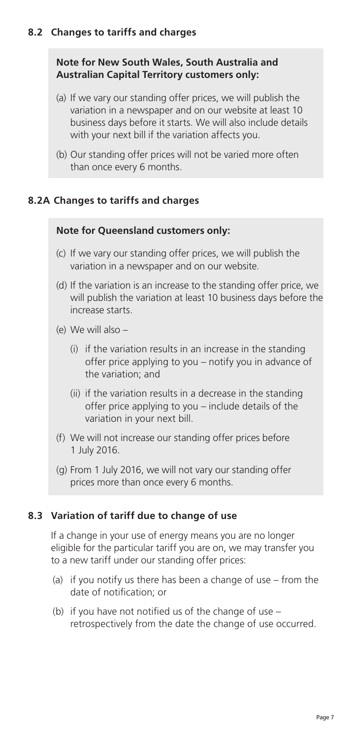### 8.2 Changes to tariffs and charges

**Note for New South Wales, South Australia and Australian Capital Territory customers only:**

(a) If we vary our standing offer prices, we will publish the variation in a newspaper and on our website at least 10 business days before it starts. We will also include details with your next bill if the variation affects you.

(b) Our standing offer prices will not be varied more often than once every 6 months.

### 8.2A Changes to tariffs and charges

**Note for Queensland customers only:**

(c) If we vary our standing offer prices, we will publish the variation in a newspaper and on our website.

(d) If the variation is an increase to the standing offer price, we will publish the variation at least 10 business days before the increase starts.

(e) We will also –

(i) if the variation results in an increase in the standing offer price applying to you – notify you in advance of the variation; and

(ii) if the variation results in a decrease in the standing offer price applying to you – include details of the variation in your next bill.

(f) We will not increase our standing offer prices before 1 July 2016.

(g) From 1 July 2016, we will not vary our standing offer prices more than once every 6 months.

### 8.3 Variation of tariff due to change of use

If a change in your use of energy means you are no longer eligible for the particular tariff you are on, we may transfer you to a new tariff under our standing offer prices:

(a) if you notify us there has been a change of use – from the date of notification; or

(b) if you have not notified us of the change of use – retrospectively from the date the change of use occurred.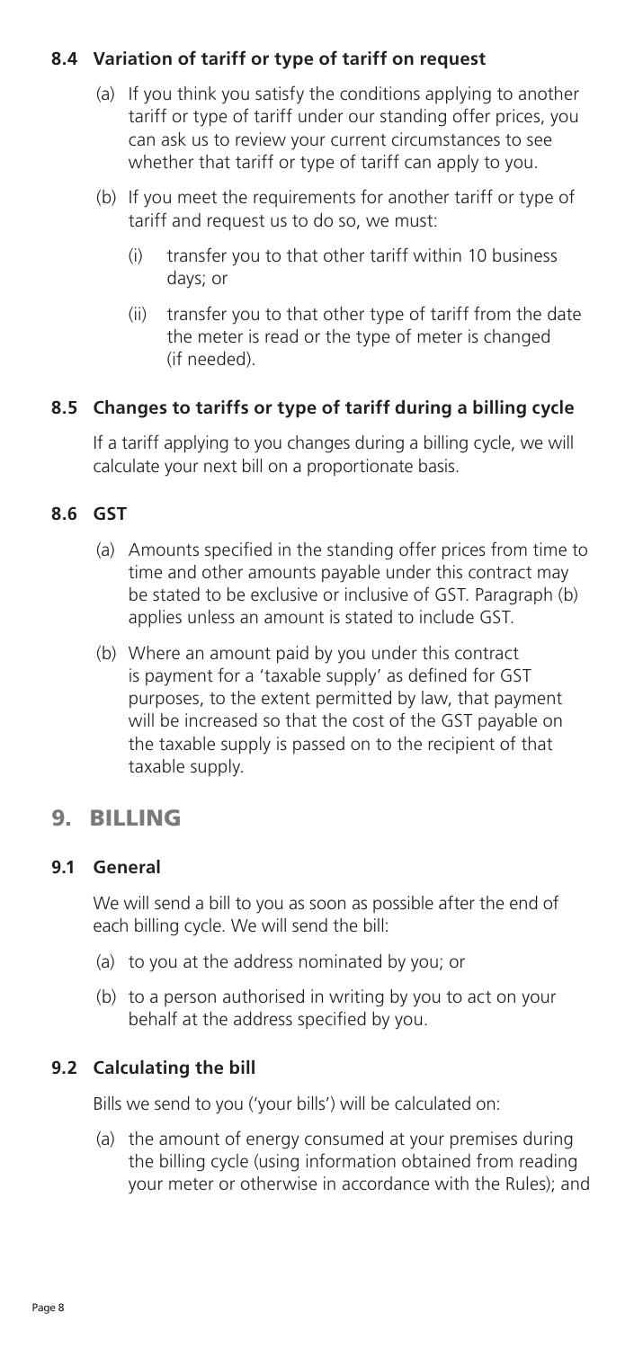### 8.4 Variation of tariff or type of tariff on request

(a) If you think you satisfy the conditions applying to another tariff or type of tariff under our standing offer prices, you can ask us to review your current circumstances to see whether that tariff or type of tariff can apply to you.

(b) If you meet the requirements for another tariff or type of tariff and request us to do so, we must:

(i) transfer you to that other tariff within 10 business days; or

(ii) transfer you to that other type of tariff from the date the meter is read or the type of meter is changed (if needed).

### 8.5 Changes to tariffs or type of tariff during a billing cycle

If a tariff applying to you changes during a billing cycle, we will calculate your next bill on a proportionate basis.

### 8.6 GST

(a) Amounts specified in the standing offer prices from time to time and other amounts payable under this contract may be stated to be exclusive or inclusive of GST. Paragraph (b) applies unless an amount is stated to include GST.

(b) Where an amount paid by you under this contract is payment for a 'taxable supply' as defined for GST purposes, to the extent permitted by law, that payment will be increased so that the cost of the GST payable on the taxable supply is passed on to the recipient of that taxable supply.

## 9. BILLING

### 9.1 General

We will send a bill to you as soon as possible after the end of each billing cycle. We will send the bill:

(a) to you at the address nominated by you; or

(b) to a person authorised in writing by you to act on your behalf at the address specified by you.

### 9.2 Calculating the bill

Bills we send to you ('your bills') will be calculated on:

(a) the amount of energy consumed at your premises during the billing cycle (using information obtained from reading your meter or otherwise in accordance with the Rules); and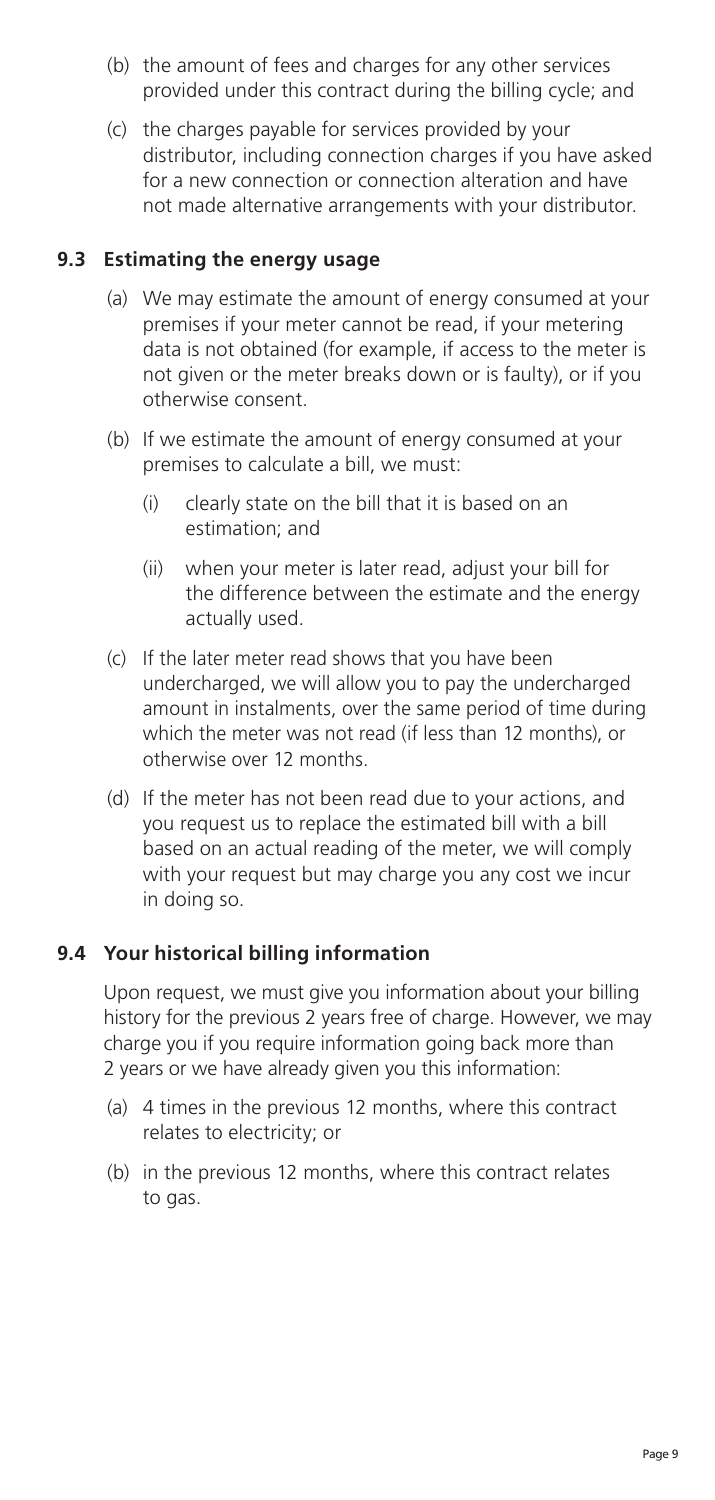(b) the amount of fees and charges for any other services provided under this contract during the billing cycle; and

(c) the charges payable for services provided by your distributor, including connection charges if you have asked for a new connection or connection alteration and have not made alternative arrangements with your distributor.

### 9.3 Estimating the energy usage

(a) We may estimate the amount of energy consumed at your premises if your meter cannot be read, if your metering data is not obtained (for example, if access to the meter is not given or the meter breaks down or is faulty), or if you otherwise consent.

(b) If we estimate the amount of energy consumed at your premises to calculate a bill, we must:

  (i) clearly state on the bill that it is based on an estimation; and

  (ii) when your meter is later read, adjust your bill for the difference between the estimate and the energy actually used.

(c) If the later meter read shows that you have been undercharged, we will allow you to pay the undercharged amount in instalments, over the same period of time during which the meter was not read (if less than 12 months), or otherwise over 12 months.

(d) If the meter has not been read due to your actions, and you request us to replace the estimated bill with a bill based on an actual reading of the meter, we will comply with your request but may charge you any cost we incur in doing so.

### 9.4 Your historical billing information

Upon request, we must give you information about your billing history for the previous 2 years free of charge. However, we may charge you if you require information going back more than 2 years or we have already given you this information:

(a) 4 times in the previous 12 months, where this contract relates to electricity; or

(b) in the previous 12 months, where this contract relates to gas.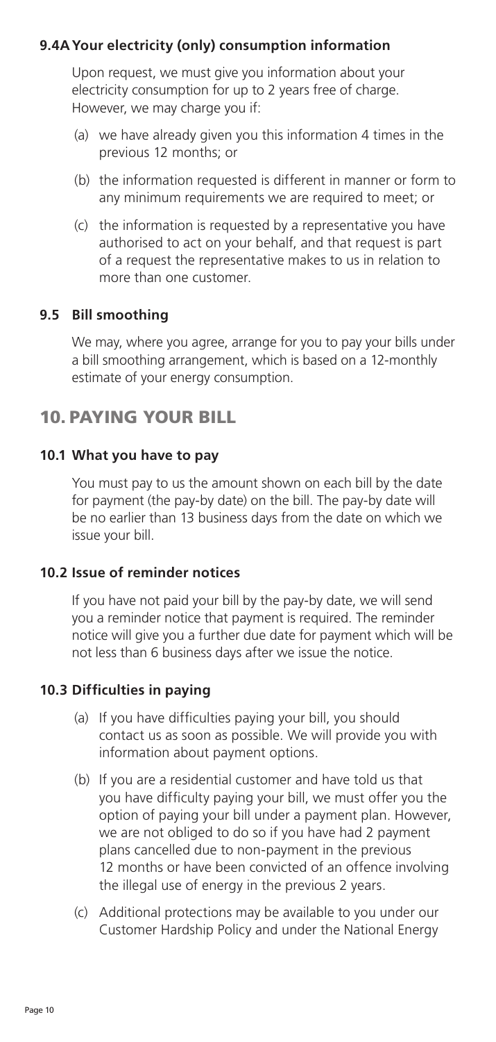### 9.4A Your electricity (only) consumption information

Upon request, we must give you information about your electricity consumption for up to 2 years free of charge. However, we may charge you if:

(a) we have already given you this information 4 times in the previous 12 months; or

(b) the information requested is different in manner or form to any minimum requirements we are required to meet; or

(c) the information is requested by a representative you have authorised to act on your behalf, and that request is part of a request the representative makes to us in relation to more than one customer.

### 9.5 Bill smoothing

We may, where you agree, arrange for you to pay your bills under a bill smoothing arrangement, which is based on a 12-monthly estimate of your energy consumption.

## 10. PAYING YOUR BILL

### 10.1 What you have to pay

You must pay to us the amount shown on each bill by the date for payment (the pay-by date) on the bill. The pay-by date will be no earlier than 13 business days from the date on which we issue your bill.

### 10.2 Issue of reminder notices

If you have not paid your bill by the pay-by date, we will send you a reminder notice that payment is required. The reminder notice will give you a further due date for payment which will be not less than 6 business days after we issue the notice.

### 10.3 Difficulties in paying

(a) If you have difficulties paying your bill, you should contact us as soon as possible. We will provide you with information about payment options.

(b) If you are a residential customer and have told us that you have difficulty paying your bill, we must offer you the option of paying your bill under a payment plan. However, we are not obliged to do so if you have had 2 payment plans cancelled due to non-payment in the previous 12 months or have been convicted of an offence involving the illegal use of energy in the previous 2 years.

(c) Additional protections may be available to you under our Customer Hardship Policy and under the National Energy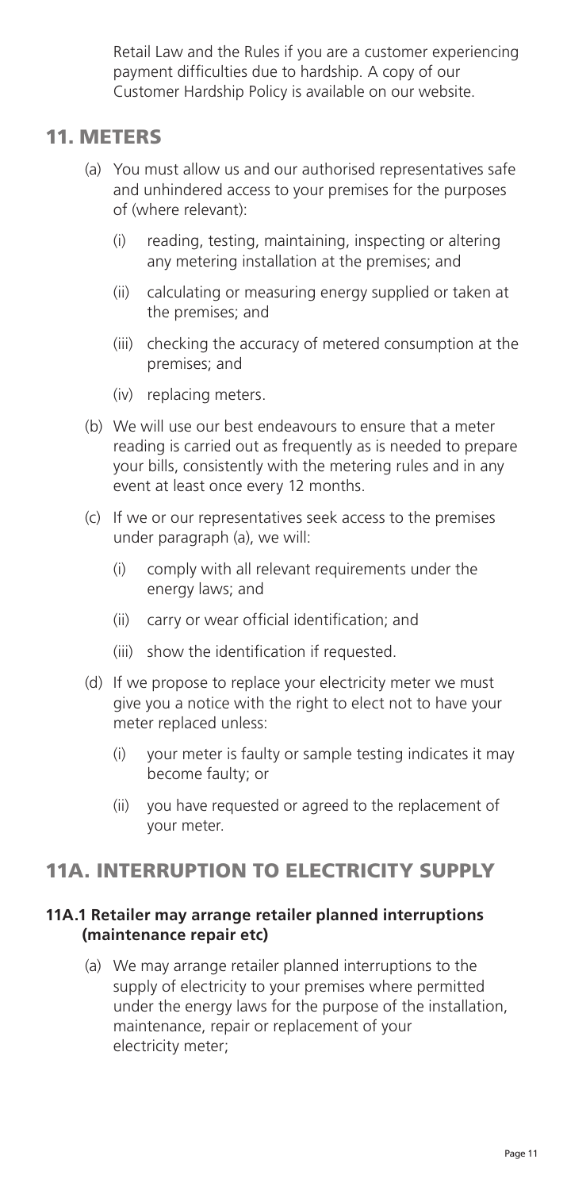Retail Law and the Rules if you are a customer experiencing payment difficulties due to hardship. A copy of our Customer Hardship Policy is available on our website.

## 11. METERS

(a) You must allow us and our authorised representatives safe and unhindered access to your premises for the purposes of (where relevant):

  (i) reading, testing, maintaining, inspecting or altering any metering installation at the premises; and

  (ii) calculating or measuring energy supplied or taken at the premises; and

  (iii) checking the accuracy of metered consumption at the premises; and

  (iv) replacing meters.

(b) We will use our best endeavours to ensure that a meter reading is carried out as frequently as is needed to prepare your bills, consistently with the metering rules and in any event at least once every 12 months.

(c) If we or our representatives seek access to the premises under paragraph (a), we will:

  (i) comply with all relevant requirements under the energy laws; and

  (ii) carry or wear official identification; and

  (iii) show the identification if requested.

(d) If we propose to replace your electricity meter we must give you a notice with the right to elect not to have your meter replaced unless:

  (i) your meter is faulty or sample testing indicates it may become faulty; or

  (ii) you have requested or agreed to the replacement of your meter.

## 11A. INTERRUPTION TO ELECTRICITY SUPPLY

### 11A.1 Retailer may arrange retailer planned interruptions (maintenance repair etc)

(a) We may arrange retailer planned interruptions to the supply of electricity to your premises where permitted under the energy laws for the purpose of the installation, maintenance, repair or replacement of your electricity meter;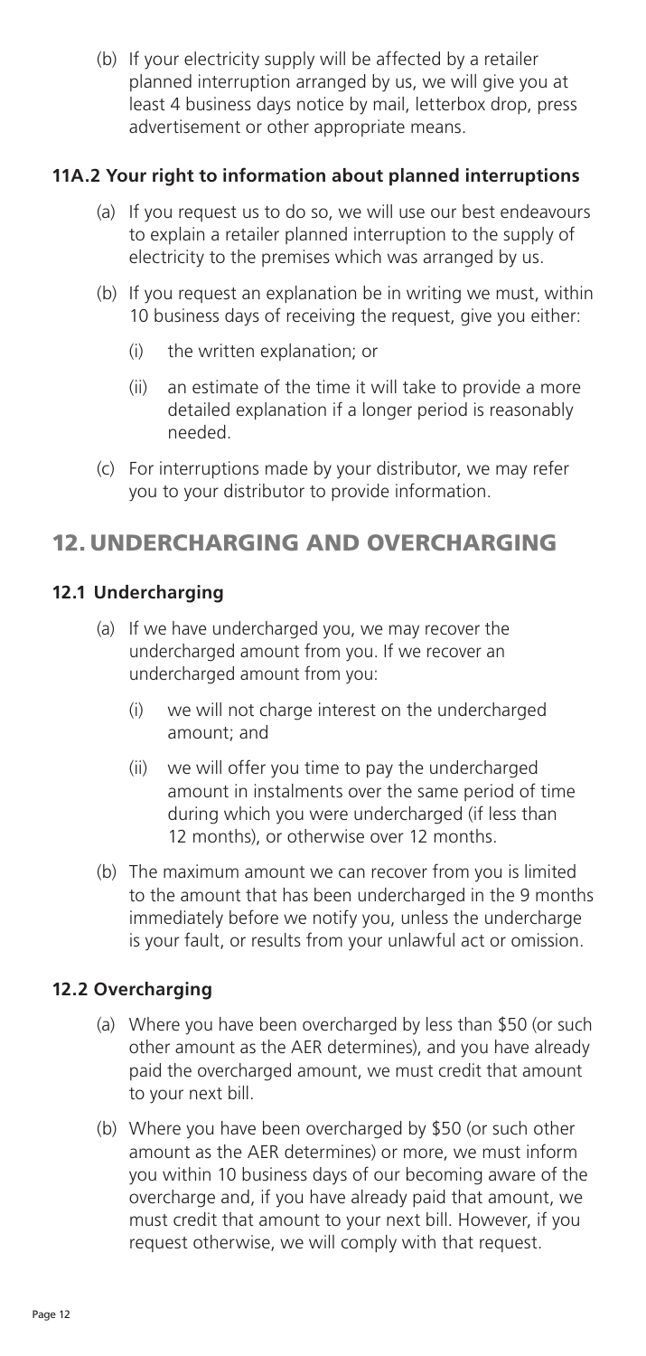(b) If your electricity supply will be affected by a retailer planned interruption arranged by us, we will give you at least 4 business days notice by mail, letterbox drop, press advertisement or other appropriate means.

### 11A.2 Your right to information about planned interruptions

(a) If you request us to do so, we will use our best endeavours to explain a retailer planned interruption to the supply of electricity to the premises which was arranged by us.

(b) If you request an explanation be in writing we must, within 10 business days of receiving the request, give you either:

(i) the written explanation; or

(ii) an estimate of the time it will take to provide a more detailed explanation if a longer period is reasonably needed.

(c) For interruptions made by your distributor, we may refer you to your distributor to provide information.

## 12. UNDERCHARGING AND OVERCHARGING

### 12.1 Undercharging

(a) If we have undercharged you, we may recover the undercharged amount from you. If we recover an undercharged amount from you:

(i) we will not charge interest on the undercharged amount; and

(ii) we will offer you time to pay the undercharged amount in instalments over the same period of time during which you were undercharged (if less than 12 months), or otherwise over 12 months.

(b) The maximum amount we can recover from you is limited to the amount that has been undercharged in the 9 months immediately before we notify you, unless the undercharge is your fault, or results from your unlawful act or omission.

### 12.2 Overcharging

(a) Where you have been overcharged by less than $50 (or such other amount as the AER determines), and you have already paid the overcharged amount, we must credit that amount to your next bill.

(b) Where you have been overcharged by $50 (or such other amount as the AER determines) or more, we must inform you within 10 business days of our becoming aware of the overcharge and, if you have already paid that amount, we must credit that amount to your next bill. However, if you request otherwise, we will comply with that request.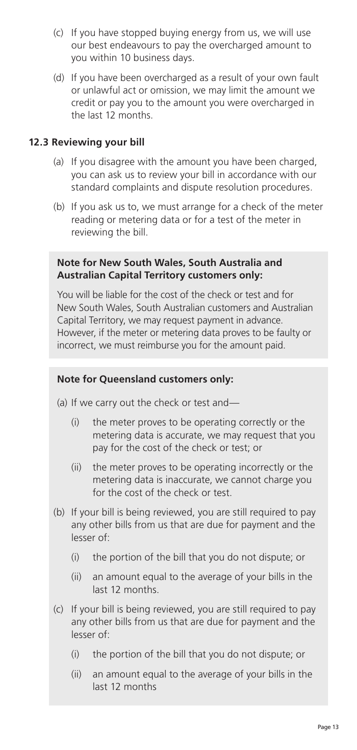(c) If you have stopped buying energy from us, we will use our best endeavours to pay the overcharged amount to you within 10 business days.

(d) If you have been overcharged as a result of your own fault or unlawful act or omission, we may limit the amount we credit or pay you to the amount you were overcharged in the last 12 months.

### 12.3 Reviewing your bill

(a) If you disagree with the amount you have been charged, you can ask us to review your bill in accordance with our standard complaints and dispute resolution procedures.

(b) If you ask us to, we must arrange for a check of the meter reading or metering data or for a test of the meter in reviewing the bill.

**Note for New South Wales, South Australia and Australian Capital Territory customers only:**

You will be liable for the cost of the check or test and for New South Wales, South Australian customers and Australian Capital Territory, we may request payment in advance. However, if the meter or metering data proves to be faulty or incorrect, we must reimburse you for the amount paid.

**Note for Queensland customers only:**

(a) If we carry out the check or test and—

- (i) the meter proves to be operating correctly or the metering data is accurate, we may request that you pay for the cost of the check or test; or
- (ii) the meter proves to be operating incorrectly or the metering data is inaccurate, we cannot charge you for the cost of the check or test.

(b) If your bill is being reviewed, you are still required to pay any other bills from us that are due for payment and the lesser of:

- (i) the portion of the bill that you do not dispute; or
- (ii) an amount equal to the average of your bills in the last 12 months.

(c) If your bill is being reviewed, you are still required to pay any other bills from us that are due for payment and the lesser of:

- (i) the portion of the bill that you do not dispute; or
- (ii) an amount equal to the average of your bills in the last 12 months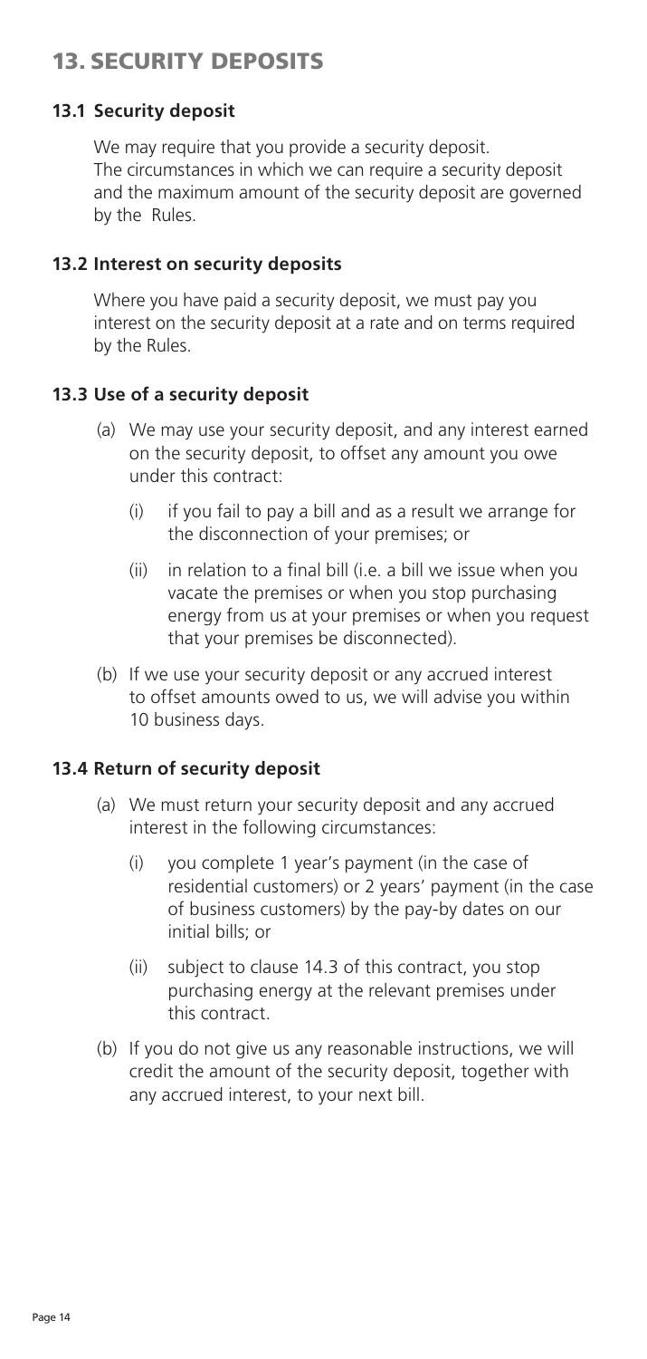# 13. SECURITY DEPOSITS

### 13.1 Security deposit

We may require that you provide a security deposit. The circumstances in which we can require a security deposit and the maximum amount of the security deposit are governed by the Rules.

### 13.2 Interest on security deposits

Where you have paid a security deposit, we must pay you interest on the security deposit at a rate and on terms required by the Rules.

### 13.3 Use of a security deposit

(a) We may use your security deposit, and any interest earned on the security deposit, to offset any amount you owe under this contract:

  (i) if you fail to pay a bill and as a result we arrange for the disconnection of your premises; or

  (ii) in relation to a final bill (i.e. a bill we issue when you vacate the premises or when you stop purchasing energy from us at your premises or when you request that your premises be disconnected).

(b) If we use your security deposit or any accrued interest to offset amounts owed to us, we will advise you within 10 business days.

### 13.4 Return of security deposit

(a) We must return your security deposit and any accrued interest in the following circumstances:

  (i) you complete 1 year's payment (in the case of residential customers) or 2 years' payment (in the case of business customers) by the pay-by dates on our initial bills; or

  (ii) subject to clause 14.3 of this contract, you stop purchasing energy at the relevant premises under this contract.

(b) If you do not give us any reasonable instructions, we will credit the amount of the security deposit, together with any accrued interest, to your next bill.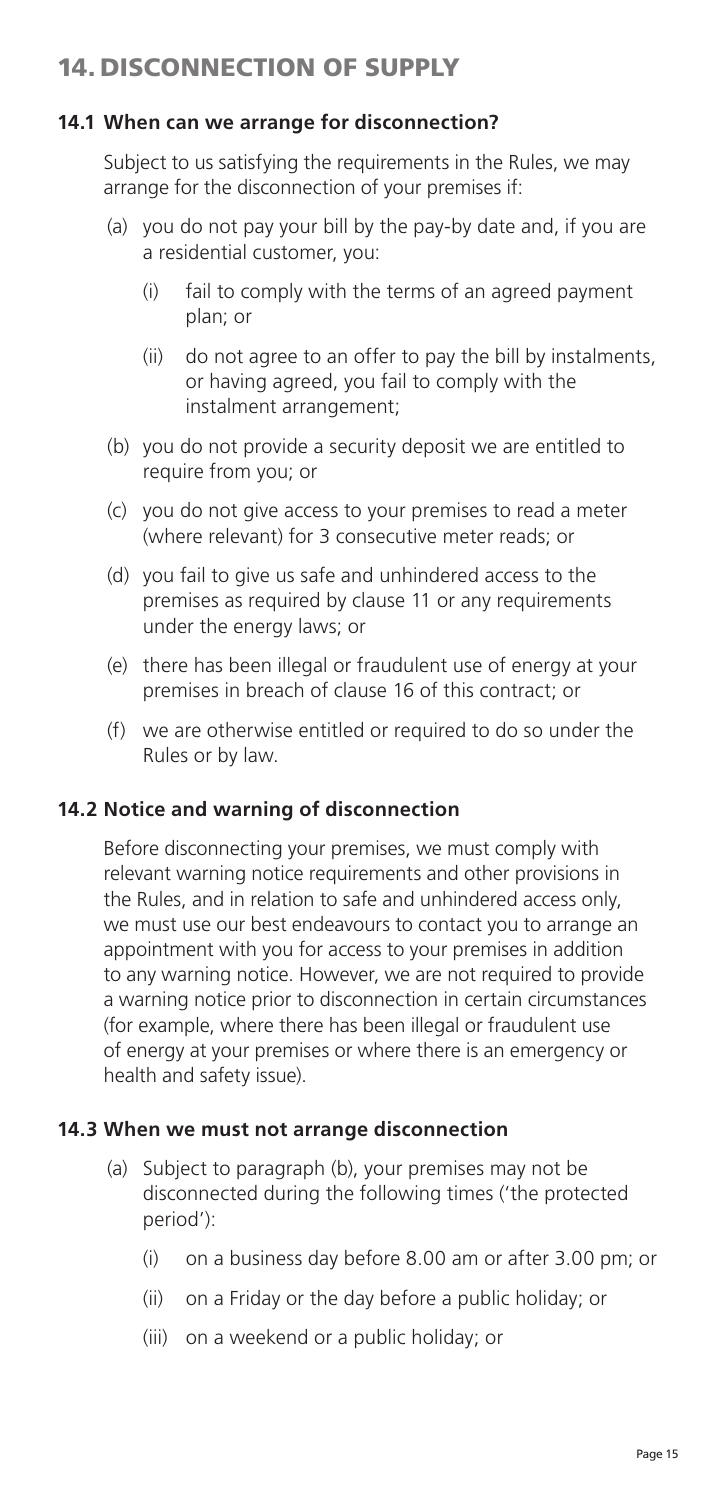# 14. DISCONNECTION OF SUPPLY

### 14.1 When can we arrange for disconnection?

Subject to us satisfying the requirements in the Rules, we may arrange for the disconnection of your premises if:

(a) you do not pay your bill by the pay-by date and, if you are a residential customer, you:

  (i) fail to comply with the terms of an agreed payment plan; or

  (ii) do not agree to an offer to pay the bill by instalments, or having agreed, you fail to comply with the instalment arrangement;

(b) you do not provide a security deposit we are entitled to require from you; or

(c) you do not give access to your premises to read a meter (where relevant) for 3 consecutive meter reads; or

(d) you fail to give us safe and unhindered access to the premises as required by clause 11 or any requirements under the energy laws; or

(e) there has been illegal or fraudulent use of energy at your premises in breach of clause 16 of this contract; or

(f) we are otherwise entitled or required to do so under the Rules or by law.

### 14.2 Notice and warning of disconnection

Before disconnecting your premises, we must comply with relevant warning notice requirements and other provisions in the Rules, and in relation to safe and unhindered access only, we must use our best endeavours to contact you to arrange an appointment with you for access to your premises in addition to any warning notice. However, we are not required to provide a warning notice prior to disconnection in certain circumstances (for example, where there has been illegal or fraudulent use of energy at your premises or where there is an emergency or health and safety issue).

### 14.3 When we must not arrange disconnection

(a) Subject to paragraph (b), your premises may not be disconnected during the following times ('the protected period'):

  (i) on a business day before 8.00 am or after 3.00 pm; or

  (ii) on a Friday or the day before a public holiday; or

  (iii) on a weekend or a public holiday; or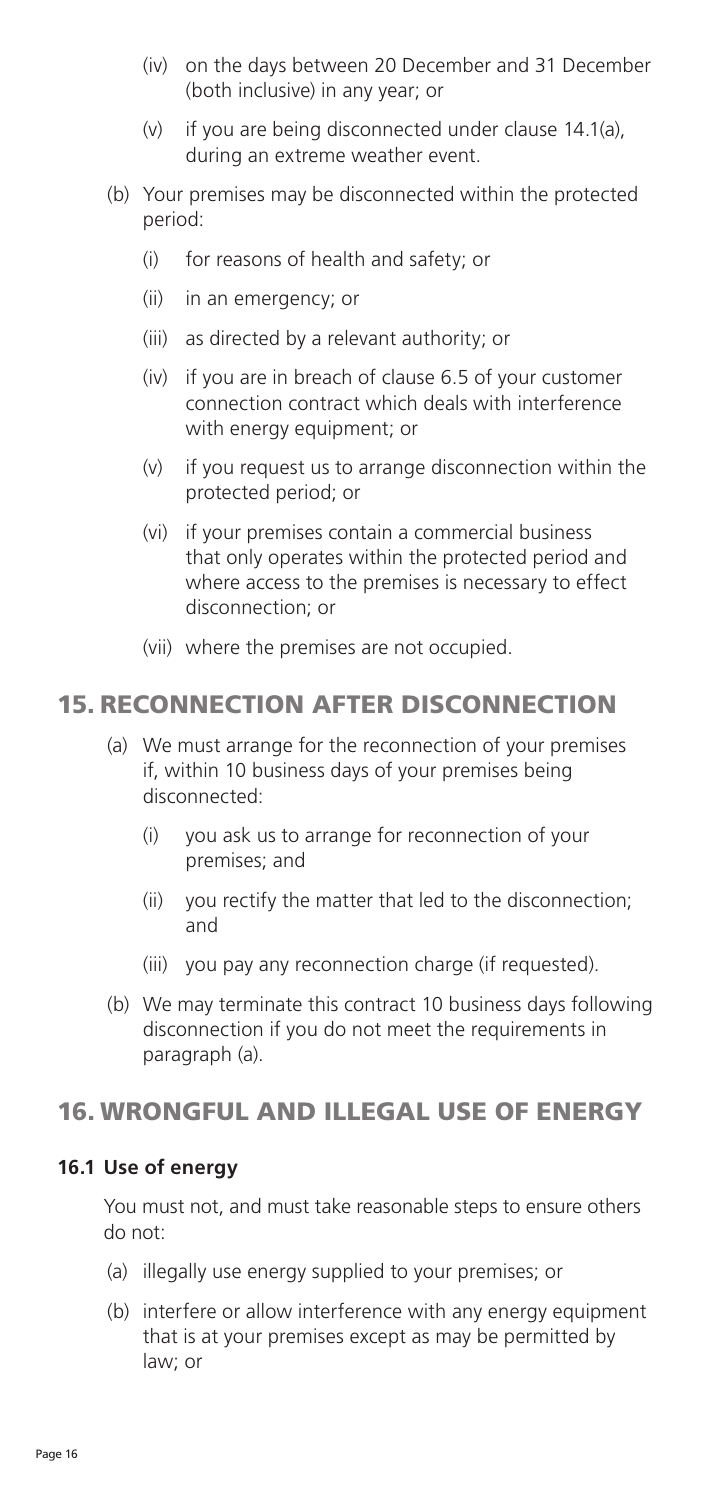(iv) on the days between 20 December and 31 December (both inclusive) in any year; or

(v) if you are being disconnected under clause 14.1(a), during an extreme weather event.

(b) Your premises may be disconnected within the protected period:

(i) for reasons of health and safety; or

(ii) in an emergency; or

(iii) as directed by a relevant authority; or

(iv) if you are in breach of clause 6.5 of your customer connection contract which deals with interference with energy equipment; or

(v) if you request us to arrange disconnection within the protected period; or

(vi) if your premises contain a commercial business that only operates within the protected period and where access to the premises is necessary to effect disconnection; or

(vii) where the premises are not occupied.

## 15. RECONNECTION AFTER DISCONNECTION

(a) We must arrange for the reconnection of your premises if, within 10 business days of your premises being disconnected:

(i) you ask us to arrange for reconnection of your premises; and

(ii) you rectify the matter that led to the disconnection; and

(iii) you pay any reconnection charge (if requested).

(b) We may terminate this contract 10 business days following disconnection if you do not meet the requirements in paragraph (a).

## 16. WRONGFUL AND ILLEGAL USE OF ENERGY

### 16.1 Use of energy

You must not, and must take reasonable steps to ensure others do not:

(a) illegally use energy supplied to your premises; or

(b) interfere or allow interference with any energy equipment that is at your premises except as may be permitted by law; or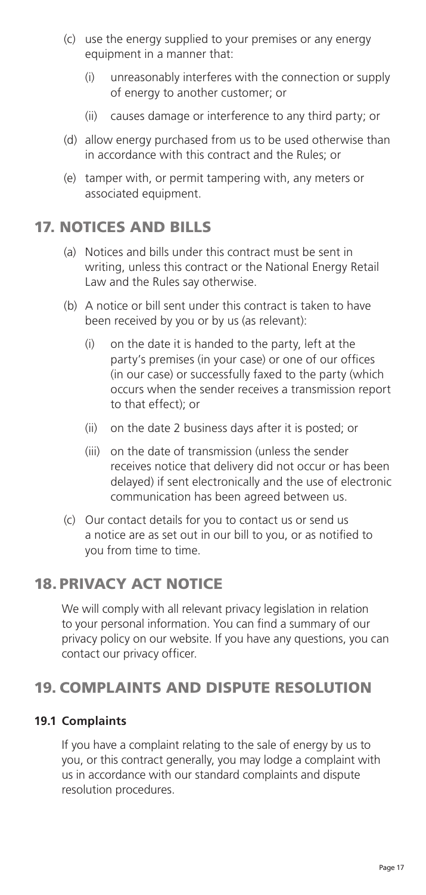(c) use the energy supplied to your premises or any energy equipment in a manner that:

  (i) unreasonably interferes with the connection or supply of energy to another customer; or

  (ii) causes damage or interference to any third party; or

(d) allow energy purchased from us to be used otherwise than in accordance with this contract and the Rules; or

(e) tamper with, or permit tampering with, any meters or associated equipment.

## 17. NOTICES AND BILLS

(a) Notices and bills under this contract must be sent in writing, unless this contract or the National Energy Retail Law and the Rules say otherwise.

(b) A notice or bill sent under this contract is taken to have been received by you or by us (as relevant):

  (i) on the date it is handed to the party, left at the party's premises (in your case) or one of our offices (in our case) or successfully faxed to the party (which occurs when the sender receives a transmission report to that effect); or

  (ii) on the date 2 business days after it is posted; or

  (iii) on the date of transmission (unless the sender receives notice that delivery did not occur or has been delayed) if sent electronically and the use of electronic communication has been agreed between us.

(c) Our contact details for you to contact us or send us a notice are as set out in our bill to you, or as notified to you from time to time.

## 18. PRIVACY ACT NOTICE

We will comply with all relevant privacy legislation in relation to your personal information. You can find a summary of our privacy policy on our website. If you have any questions, you can contact our privacy officer.

## 19. COMPLAINTS AND DISPUTE RESOLUTION

### 19.1 Complaints

If you have a complaint relating to the sale of energy by us to you, or this contract generally, you may lodge a complaint with us in accordance with our standard complaints and dispute resolution procedures.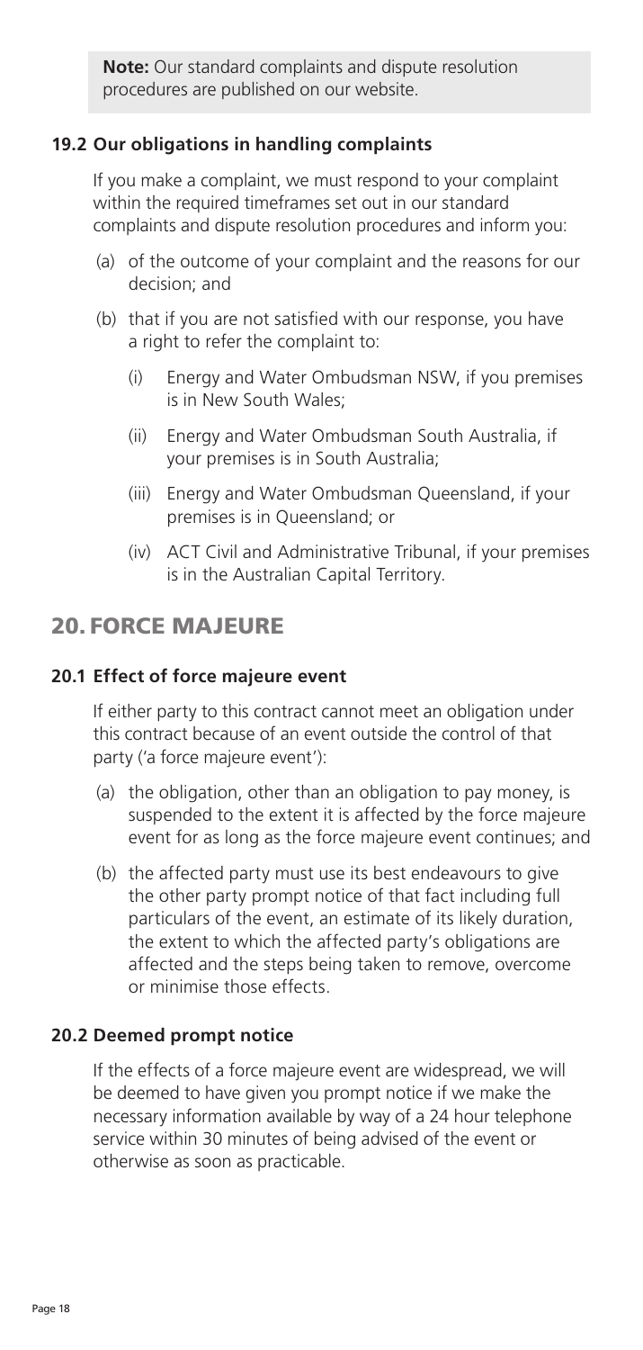**Note:** Our standard complaints and dispute resolution procedures are published on our website.

### 19.2 Our obligations in handling complaints

If you make a complaint, we must respond to your complaint within the required timeframes set out in our standard complaints and dispute resolution procedures and inform you:

(a) of the outcome of your complaint and the reasons for our decision; and

(b) that if you are not satisfied with our response, you have a right to refer the complaint to:

  (i) Energy and Water Ombudsman NSW, if you premises is in New South Wales;

  (ii) Energy and Water Ombudsman South Australia, if your premises is in South Australia;

  (iii) Energy and Water Ombudsman Queensland, if your premises is in Queensland; or

  (iv) ACT Civil and Administrative Tribunal, if your premises is in the Australian Capital Territory.

## 20. FORCE MAJEURE

### 20.1 Effect of force majeure event

If either party to this contract cannot meet an obligation under this contract because of an event outside the control of that party ('a force majeure event'):

(a) the obligation, other than an obligation to pay money, is suspended to the extent it is affected by the force majeure event for as long as the force majeure event continues; and

(b) the affected party must use its best endeavours to give the other party prompt notice of that fact including full particulars of the event, an estimate of its likely duration, the extent to which the affected party's obligations are affected and the steps being taken to remove, overcome or minimise those effects.

### 20.2 Deemed prompt notice

If the effects of a force majeure event are widespread, we will be deemed to have given you prompt notice if we make the necessary information available by way of a 24 hour telephone service within 30 minutes of being advised of the event or otherwise as soon as practicable.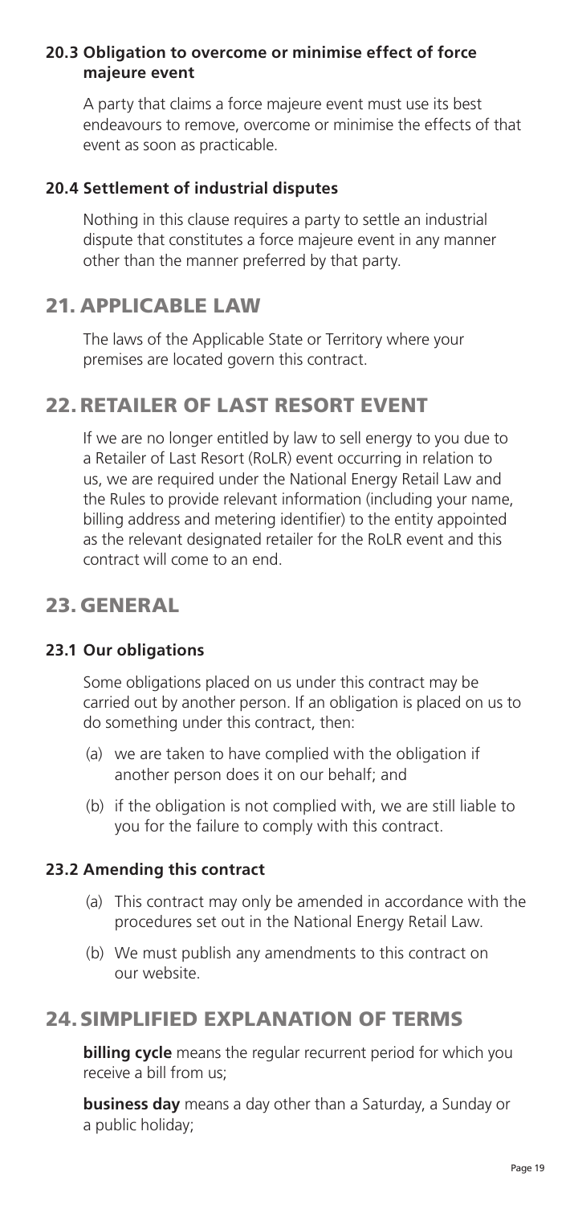### 20.3 Obligation to overcome or minimise effect of force majeure event

A party that claims a force majeure event must use its best endeavours to remove, overcome or minimise the effects of that event as soon as practicable.

### 20.4 Settlement of industrial disputes

Nothing in this clause requires a party to settle an industrial dispute that constitutes a force majeure event in any manner other than the manner preferred by that party.

## 21. APPLICABLE LAW

The laws of the Applicable State or Territory where your premises are located govern this contract.

## 22. RETAILER OF LAST RESORT EVENT

If we are no longer entitled by law to sell energy to you due to a Retailer of Last Resort (RoLR) event occurring in relation to us, we are required under the National Energy Retail Law and the Rules to provide relevant information (including your name, billing address and metering identifier) to the entity appointed as the relevant designated retailer for the RoLR event and this contract will come to an end.

## 23. GENERAL

### 23.1 Our obligations

Some obligations placed on us under this contract may be carried out by another person. If an obligation is placed on us to do something under this contract, then:

(a) we are taken to have complied with the obligation if another person does it on our behalf; and

(b) if the obligation is not complied with, we are still liable to you for the failure to comply with this contract.

### 23.2 Amending this contract

(a) This contract may only be amended in accordance with the procedures set out in the National Energy Retail Law.

(b) We must publish any amendments to this contract on our website.

## 24. SIMPLIFIED EXPLANATION OF TERMS

**billing cycle** means the regular recurrent period for which you receive a bill from us;

**business day** means a day other than a Saturday, a Sunday or a public holiday;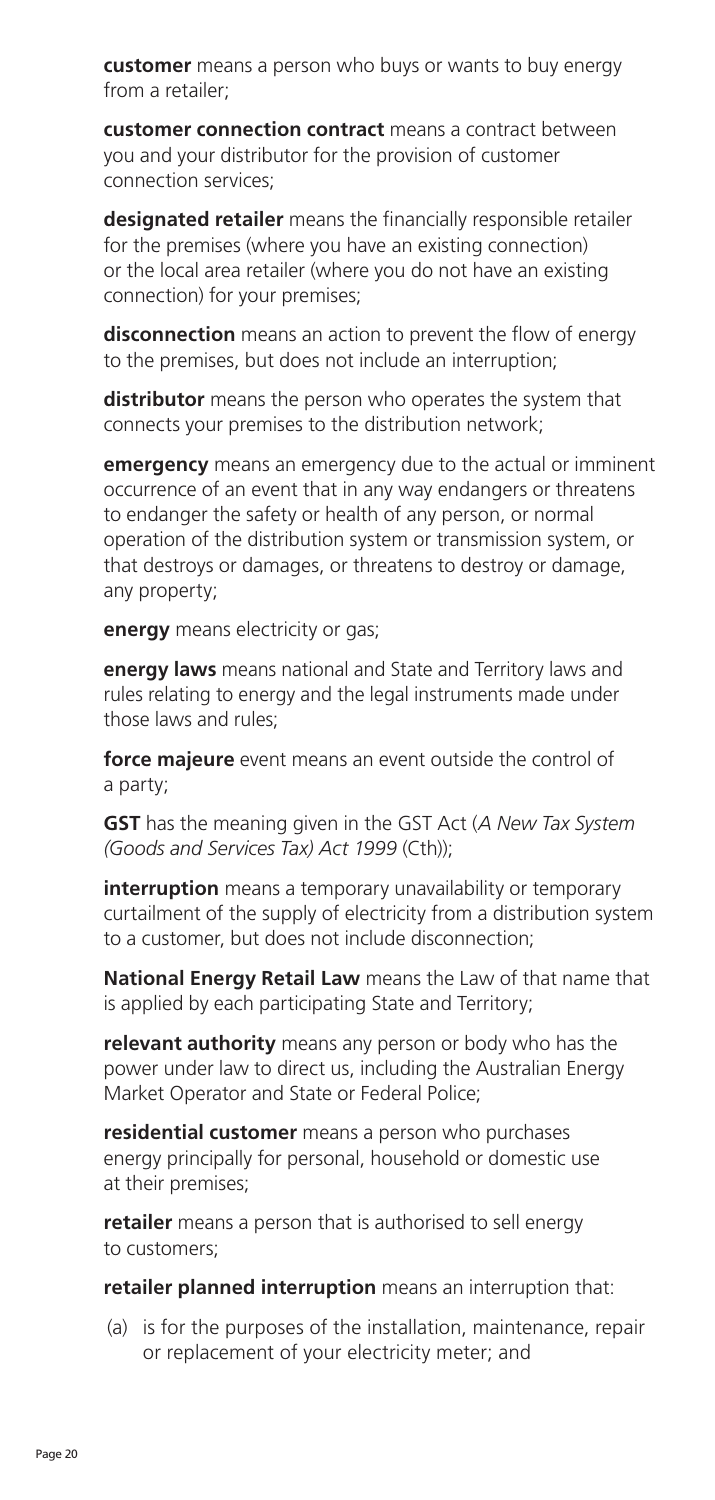**customer** means a person who buys or wants to buy energy from a retailer;

**customer connection contract** means a contract between you and your distributor for the provision of customer connection services;

**designated retailer** means the financially responsible retailer for the premises (where you have an existing connection) or the local area retailer (where you do not have an existing connection) for your premises;

**disconnection** means an action to prevent the flow of energy to the premises, but does not include an interruption;

**distributor** means the person who operates the system that connects your premises to the distribution network;

**emergency** means an emergency due to the actual or imminent occurrence of an event that in any way endangers or threatens to endanger the safety or health of any person, or normal operation of the distribution system or transmission system, or that destroys or damages, or threatens to destroy or damage, any property;

**energy** means electricity or gas;

**energy laws** means national and State and Territory laws and rules relating to energy and the legal instruments made under those laws and rules;

**force majeure** event means an event outside the control of a party;

**GST** has the meaning given in the GST Act (*A New Tax System (Goods and Services Tax) Act 1999* (Cth));

**interruption** means a temporary unavailability or temporary curtailment of the supply of electricity from a distribution system to a customer, but does not include disconnection;

**National Energy Retail Law** means the Law of that name that is applied by each participating State and Territory;

**relevant authority** means any person or body who has the power under law to direct us, including the Australian Energy Market Operator and State or Federal Police;

**residential customer** means a person who purchases energy principally for personal, household or domestic use at their premises;

**retailer** means a person that is authorised to sell energy to customers;

**retailer planned interruption** means an interruption that:

(a) is for the purposes of the installation, maintenance, repair or replacement of your electricity meter; and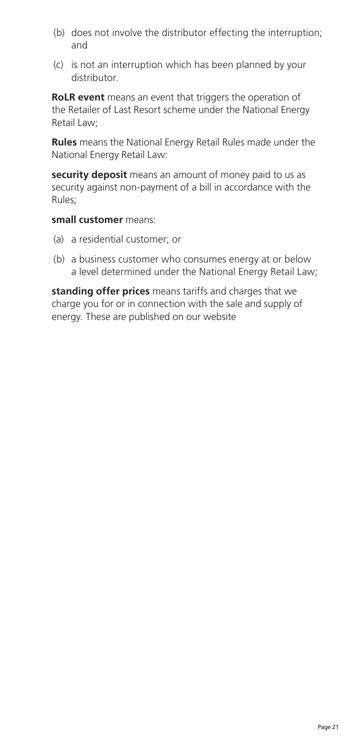(b) does not involve the distributor effecting the interruption; and

(c) is not an interruption which has been planned by your distributor.

**RoLR event** means an event that triggers the operation of the Retailer of Last Resort scheme under the National Energy Retail Law;

**Rules** means the National Energy Retail Rules made under the National Energy Retail Law:

**security deposit** means an amount of money paid to us as security against non-payment of a bill in accordance with the Rules;

**small customer** means:

(a) a residential customer; or

(b) a business customer who consumes energy at or below a level determined under the National Energy Retail Law;

**standing offer prices** means tariffs and charges that we charge you for or in connection with the sale and supply of energy. These are published on our website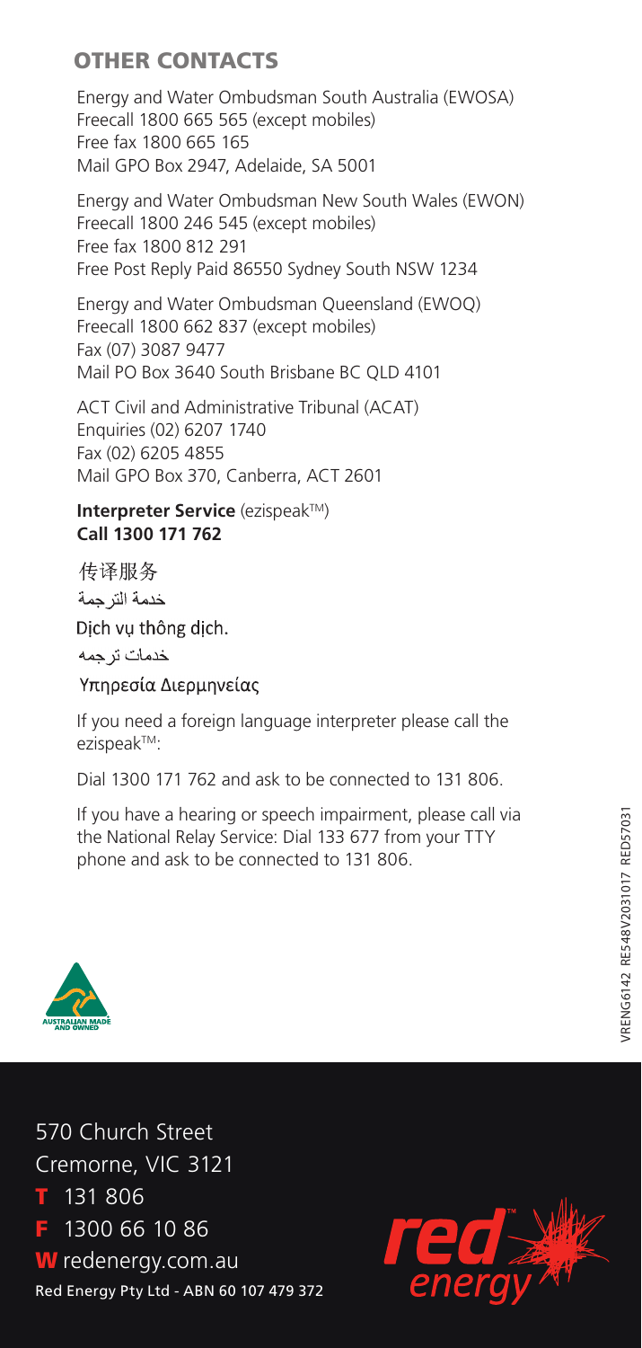## OTHER CONTACTS

Energy and Water Ombudsman South Australia (EWOSA)
Freecall 1800 665 565 (except mobiles)
Free fax 1800 665 165
Mail GPO Box 2947, Adelaide, SA 5001

Energy and Water Ombudsman New South Wales (EWON)
Freecall 1800 246 545 (except mobiles)
Free fax 1800 812 291
Free Post Reply Paid 86550 Sydney South NSW 1234

Energy and Water Ombudsman Queensland (EWOQ)
Freecall 1800 662 837 (except mobiles)
Fax (07) 3087 9477
Mail PO Box 3640 South Brisbane BC QLD 4101

ACT Civil and Administrative Tribunal (ACAT)
Enquiries (02) 6207 1740
Fax (02) 6205 4855
Mail GPO Box 370, Canberra, ACT 2601

**Interpreter Service** (ezispeak™)
**Call 1300 171 762**

传译服务

خدمة الترجمة

Dịch vụ thông dịch.

خدمات ترجمه

Υπηρεσία Διερμηνείας

If you need a foreign language interpreter please call the ezispeak™:

Dial 1300 171 762 and ask to be connected to 131 806.

If you have a hearing or speech impairment, please call via the National Relay Service: Dial 133 677 from your TTY phone and ask to be connected to 131 806.

VRENG6142 RE548V2031017 RED57031

AUSTRALIAN MADE AND OWNED

570 Church Street
Cremorne, VIC 3121
**T** 131 806
**F** 1300 66 10 86
**W** redenergy.com.au
Red Energy Pty Ltd - ABN 60 107 479 372

red energy